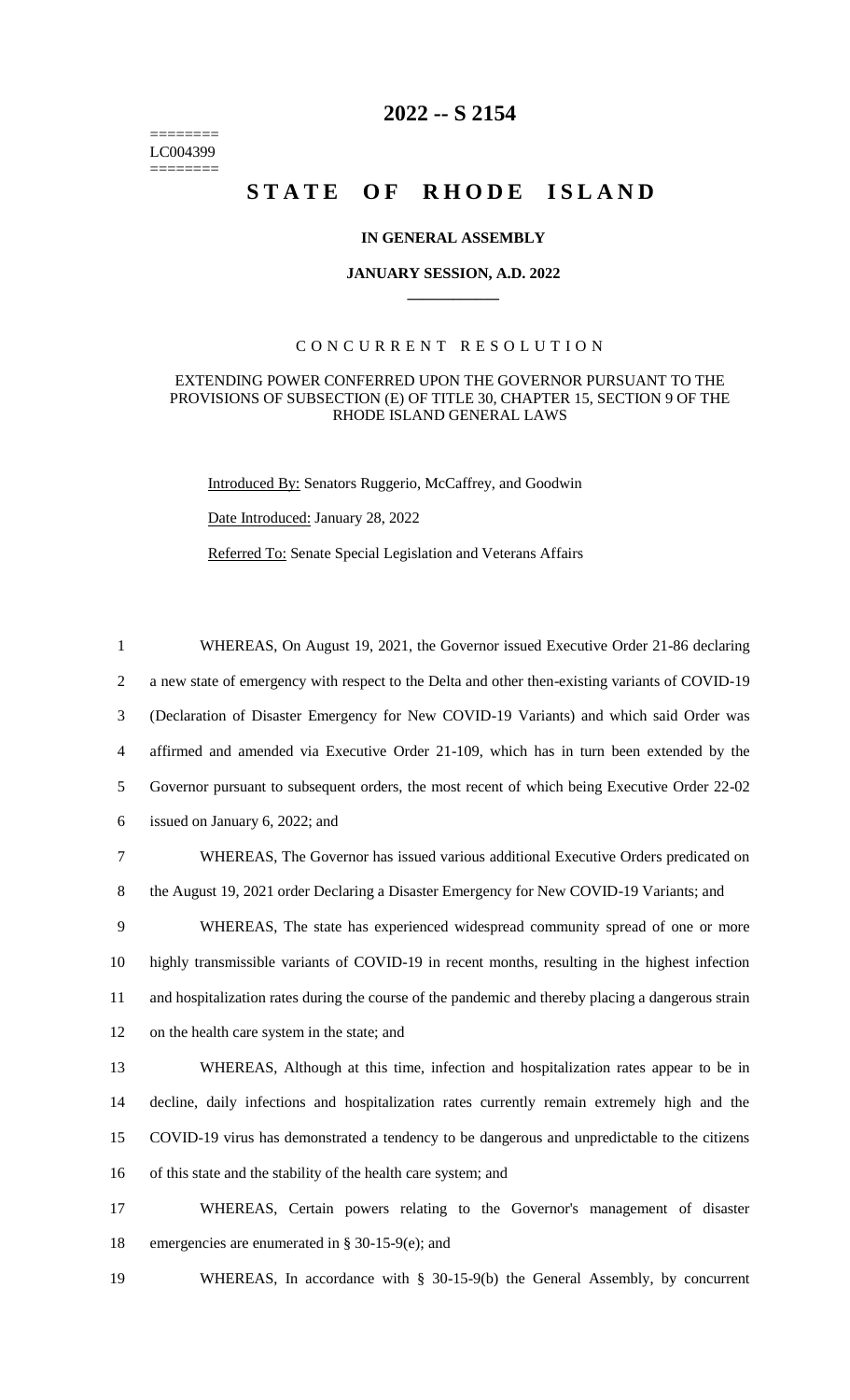# 2022 -- S 2154

========
LC004399
========

# STATE OF RHODE ISLAND

### IN GENERAL ASSEMBLY

### JANUARY SESSION, A.D. 2022

## CONCURRENT RESOLUTION

### EXTENDING POWER CONFERRED UPON THE GOVERNOR PURSUANT TO THE PROVISIONS OF SUBSECTION (E) OF TITLE 30, CHAPTER 15, SECTION 9 OF THE RHODE ISLAND GENERAL LAWS

Introduced By: Senators Ruggerio, McCaffrey, and Goodwin

Date Introduced: January 28, 2022

Referred To: Senate Special Legislation and Veterans Affairs

WHEREAS, On August 19, 2021, the Governor issued Executive Order 21-86 declaring a new state of emergency with respect to the Delta and other then-existing variants of COVID-19 (Declaration of Disaster Emergency for New COVID-19 Variants) and which said Order was affirmed and amended via Executive Order 21-109, which has in turn been extended by the Governor pursuant to subsequent orders, the most recent of which being Executive Order 22-02 issued on January 6, 2022; and

WHEREAS, The Governor has issued various additional Executive Orders predicated on the August 19, 2021 order Declaring a Disaster Emergency for New COVID-19 Variants; and

WHEREAS, The state has experienced widespread community spread of one or more highly transmissible variants of COVID-19 in recent months, resulting in the highest infection and hospitalization rates during the course of the pandemic and thereby placing a dangerous strain on the health care system in the state; and

WHEREAS, Although at this time, infection and hospitalization rates appear to be in decline, daily infections and hospitalization rates currently remain extremely high and the COVID-19 virus has demonstrated a tendency to be dangerous and unpredictable to the citizens of this state and the stability of the health care system; and

WHEREAS, Certain powers relating to the Governor's management of disaster emergencies are enumerated in § 30-15-9(e); and

WHEREAS, In accordance with § 30-15-9(b) the General Assembly, by concurrent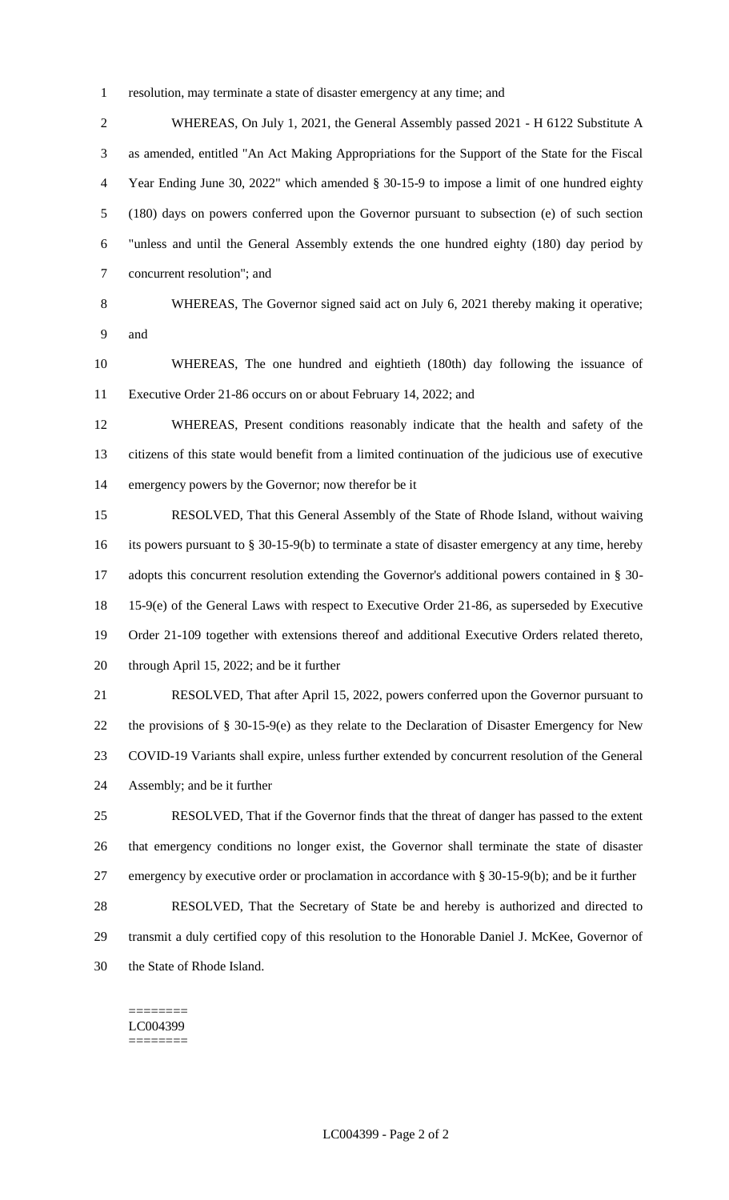resolution, may terminate a state of disaster emergency at any time; and

WHEREAS, On July 1, 2021, the General Assembly passed 2021 - H 6122 Substitute A as amended, entitled "An Act Making Appropriations for the Support of the State for the Fiscal Year Ending June 30, 2022" which amended § 30-15-9 to impose a limit of one hundred eighty (180) days on powers conferred upon the Governor pursuant to subsection (e) of such section "unless and until the General Assembly extends the one hundred eighty (180) day period by concurrent resolution"; and

WHEREAS, The Governor signed said act on July 6, 2021 thereby making it operative; and

WHEREAS, The one hundred and eightieth (180th) day following the issuance of Executive Order 21-86 occurs on or about February 14, 2022; and

WHEREAS, Present conditions reasonably indicate that the health and safety of the citizens of this state would benefit from a limited continuation of the judicious use of executive emergency powers by the Governor; now therefor be it

RESOLVED, That this General Assembly of the State of Rhode Island, without waiving its powers pursuant to § 30-15-9(b) to terminate a state of disaster emergency at any time, hereby adopts this concurrent resolution extending the Governor's additional powers contained in § 30-15-9(e) of the General Laws with respect to Executive Order 21-86, as superseded by Executive Order 21-109 together with extensions thereof and additional Executive Orders related thereto, through April 15, 2022; and be it further

RESOLVED, That after April 15, 2022, powers conferred upon the Governor pursuant to the provisions of § 30-15-9(e) as they relate to the Declaration of Disaster Emergency for New COVID-19 Variants shall expire, unless further extended by concurrent resolution of the General Assembly; and be it further

RESOLVED, That if the Governor finds that the threat of danger has passed to the extent that emergency conditions no longer exist, the Governor shall terminate the state of disaster emergency by executive order or proclamation in accordance with § 30-15-9(b); and be it further

RESOLVED, That the Secretary of State be and hereby is authorized and directed to transmit a duly certified copy of this resolution to the Honorable Daniel J. McKee, Governor of the State of Rhode Island.

========
LC004399
========